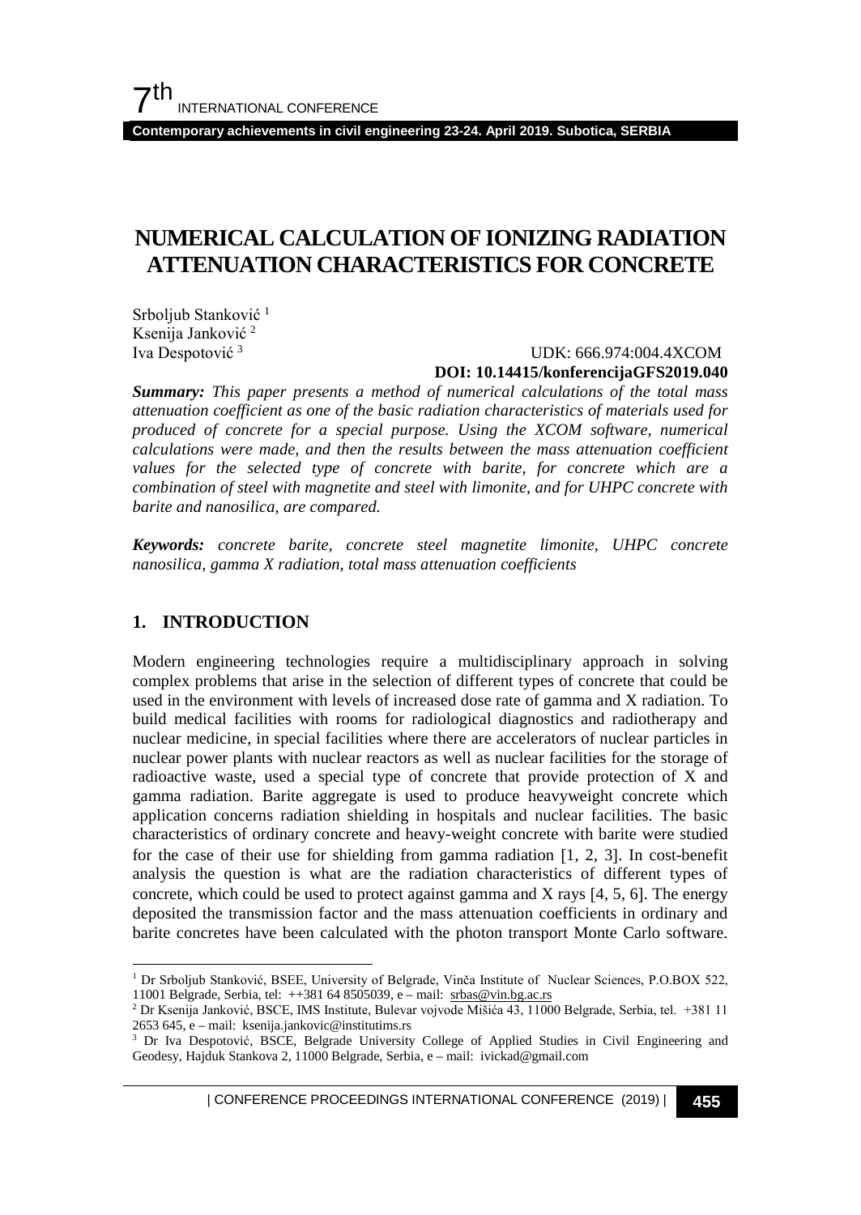# NUMERICAL CALCULATION OF IONIZING RADIATION ATTENUATION CHARACTERISTICS FOR CONCRETE

Srboljub Stanković [1]
Ksenija Janković [2]
Iva Despotović [3]

UDK: 666.974:004.4XCOM
**DOI: 10.14415/konferencijaGFS2019.040**

***Summary:*** *This paper presents a method of numerical calculations of the total mass attenuation coefficient as one of the basic radiation characteristics of materials used for produced of concrete for a special purpose. Using the XCOM software, numerical calculations were made, and then the results between the mass attenuation coefficient values for the selected type of concrete with barite, for concrete which are a combination of steel with magnetite and steel with limonite, and for UHPC concrete with barite and nanosilica, are compared.*

***Keywords:*** *concrete barite, concrete steel magnetite limonite, UHPC concrete nanosilica, gamma X radiation, total mass attenuation coefficients*

## 1. INTRODUCTION

Modern engineering technologies require a multidisciplinary approach in solving complex problems that arise in the selection of different types of concrete that could be used in the environment with levels of increased dose rate of gamma and X radiation. To build medical facilities with rooms for radiological diagnostics and radiotherapy and nuclear medicine, in special facilities where there are accelerators of nuclear particles in nuclear power plants with nuclear reactors as well as nuclear facilities for the storage of radioactive waste, used a special type of concrete that provide protection of X and gamma radiation. Barite aggregate is used to produce heavyweight concrete which application concerns radiation shielding in hospitals and nuclear facilities. The basic characteristics of ordinary concrete and heavy-weight concrete with barite were studied for the case of their use for shielding from gamma radiation [1, 2, 3]. In cost-benefit analysis the question is what are the radiation characteristics of different types of concrete, which could be used to protect against gamma and X rays [4, 5, 6]. The energy deposited the transmission factor and the mass attenuation coefficients in ordinary and barite concretes have been calculated with the photon transport Monte Carlo software.

---

[1] Dr Srboljub Stanković, BSEE, University of Belgrade, Vinča Institute of Nuclear Sciences, P.O.BOX 522, 11001 Belgrade, Serbia, tel: ++381 64 8505039, e – mail: srbas@vin.bg.ac.rs

[2] Dr Ksenija Janković, BSCE, IMS Institute, Bulevar vojvode Mišića 43, 11000 Belgrade, Serbia, tel. +381 11 2653 645, e – mail: ksenija.jankovic@institutims.rs

[3] Dr Iva Despotović, BSCE, Belgrade University College of Applied Studies in Civil Engineering and Geodesy, Hajduk Stankova 2, 11000 Belgrade, Serbia, e – mail: ivickad@gmail.com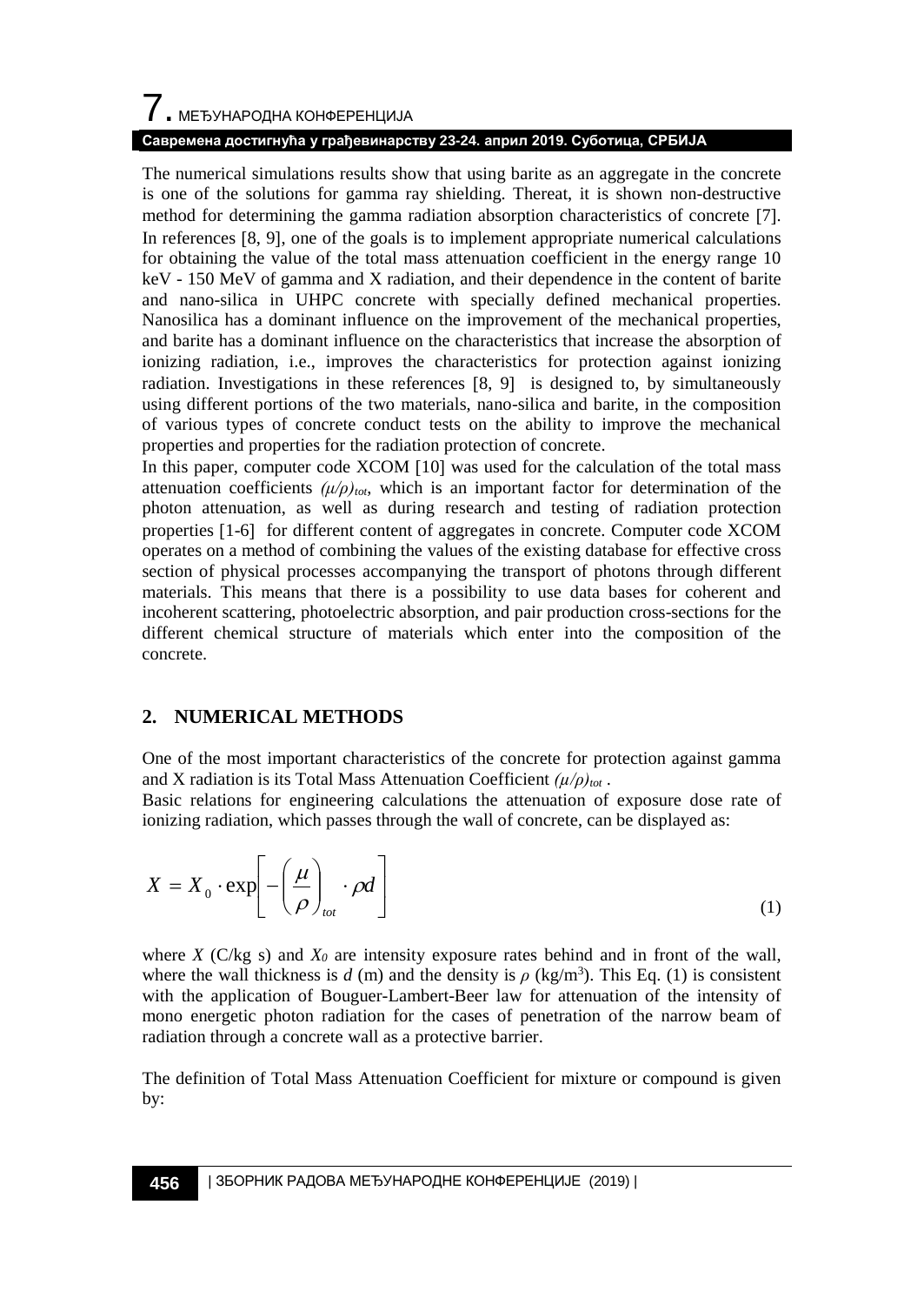The numerical simulations results show that using barite as an aggregate in the concrete is one of the solutions for gamma ray shielding. Thereat, it is shown non-destructive method for determining the gamma radiation absorption characteristics of concrete [7]. In references [8, 9], one of the goals is to implement appropriate numerical calculations for obtaining the value of the total mass attenuation coefficient in the energy range 10 keV - 150 MeV of gamma and X radiation, and their dependence in the content of barite and nano-silica in UHPC concrete with specially defined mechanical properties. Nanosilica has a dominant influence on the improvement of the mechanical properties, and barite has a dominant influence on the characteristics that increase the absorption of ionizing radiation, i.e., improves the characteristics for protection against ionizing radiation. Investigations in these references [8, 9] is designed to, by simultaneously using different portions of the two materials, nano-silica and barite, in the composition of various types of concrete conduct tests on the ability to improve the mechanical properties and properties for the radiation protection of concrete.

In this paper, computer code XCOM [10] was used for the calculation of the total mass attenuation coefficients $(\mu/\rho)_{tot}$, which is an important factor for determination of the photon attenuation, as well as during research and testing of radiation protection properties [1-6] for different content of aggregates in concrete. Computer code XCOM operates on a method of combining the values of the existing database for effective cross section of physical processes accompanying the transport of photons through different materials. This means that there is a possibility to use data bases for coherent and incoherent scattering, photoelectric absorption, and pair production cross-sections for the different chemical structure of materials which enter into the composition of the concrete.

## 2. NUMERICAL METHODS

One of the most important characteristics of the concrete for protection against gamma and X radiation is its Total Mass Attenuation Coefficient $(\mu/\rho)_{tot}$.

Basic relations for engineering calculations the attenuation of exposure dose rate of ionizing radiation, which passes through the wall of concrete, can be displayed as:

$$X = X_0 \cdot \exp\left[ -\left(\frac{\mu}{\rho}\right)_{tot} \cdot \rho d \right] \tag{1}$$

where $X$ (C/kg s) and $X_0$ are intensity exposure rates behind and in front of the wall, where the wall thickness is $d$ (m) and the density is $\rho$ (kg/m$^3$). This Eq. (1) is consistent with the application of Bouguer-Lambert-Beer law for attenuation of the intensity of mono energetic photon radiation for the cases of penetration of the narrow beam of radiation through a concrete wall as a protective barrier.

The definition of Total Mass Attenuation Coefficient for mixture or compound is given by: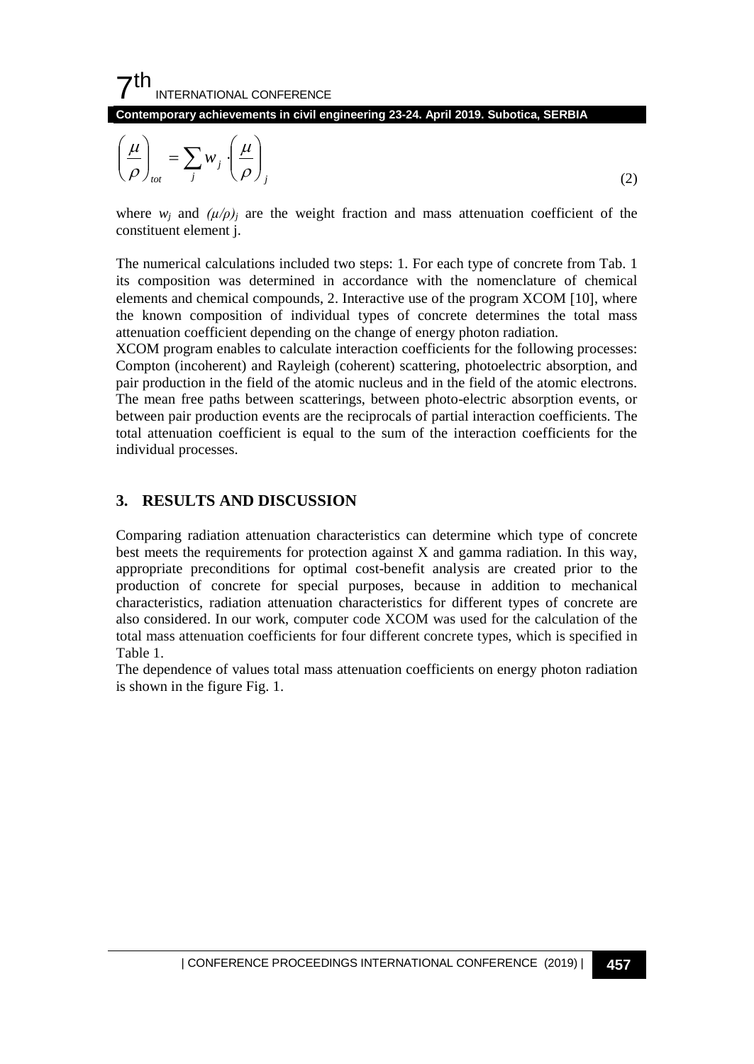$$\left(\frac{\mu}{\rho}\right)_{tot} = \sum_j w_j \cdot \left(\frac{\mu}{\rho}\right)_j \tag{2}$$

where $w_j$ and $(\mu/\rho)_j$ are the weight fraction and mass attenuation coefficient of the constituent element j.

The numerical calculations included two steps: 1. For each type of concrete from Tab. 1 its composition was determined in accordance with the nomenclature of chemical elements and chemical compounds, 2. Interactive use of the program XCOM [10], where the known composition of individual types of concrete determines the total mass attenuation coefficient depending on the change of energy photon radiation.

XCOM program enables to calculate interaction coefficients for the following processes: Compton (incoherent) and Rayleigh (coherent) scattering, photoelectric absorption, and pair production in the field of the atomic nucleus and in the field of the atomic electrons. The mean free paths between scatterings, between photo-electric absorption events, or between pair production events are the reciprocals of partial interaction coefficients. The total attenuation coefficient is equal to the sum of the interaction coefficients for the individual processes.

## 3. RESULTS AND DISCUSSION

Comparing radiation attenuation characteristics can determine which type of concrete best meets the requirements for protection against X and gamma radiation. In this way, appropriate preconditions for optimal cost-benefit analysis are created prior to the production of concrete for special purposes, because in addition to mechanical characteristics, radiation attenuation characteristics for different types of concrete are also considered. In our work, computer code XCOM was used for the calculation of the total mass attenuation coefficients for four different concrete types, which is specified in Table 1.

The dependence of values total mass attenuation coefficients on energy photon radiation is shown in the figure Fig. 1.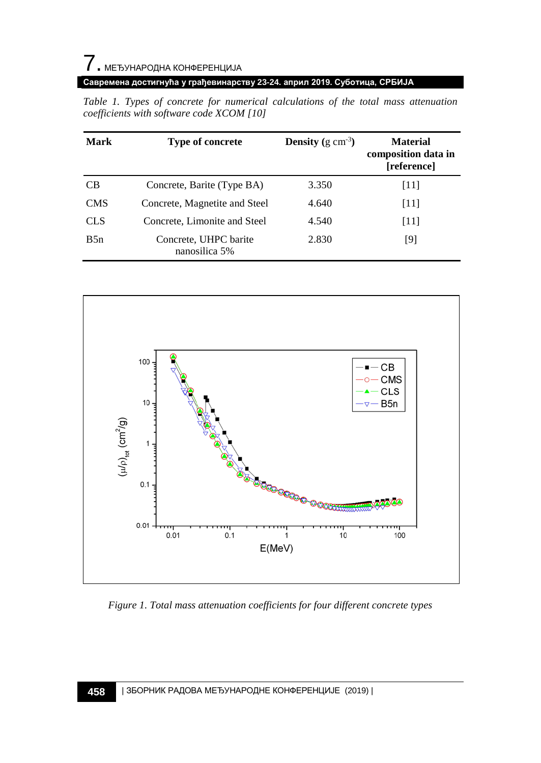*Table 1. Types of concrete for numerical calculations of the total mass attenuation coefficients with software code XCOM [10]*

| Mark | Type of concrete | Density (g cm$^{-3}$) | Material composition data in [reference] |
|---|---|---|---|
| CB | Concrete, Barite (Type BA) | 3.350 | [11] |
| CMS | Concrete, Magnetite and Steel | 4.640 | [11] |
| CLS | Concrete, Limonite and Steel | 4.540 | [11] |
| B5n | Concrete, UHPC barite nanosilica 5% | 2.830 | [9] |

*Figure 1. Total mass attenuation coefficients for four different concrete types*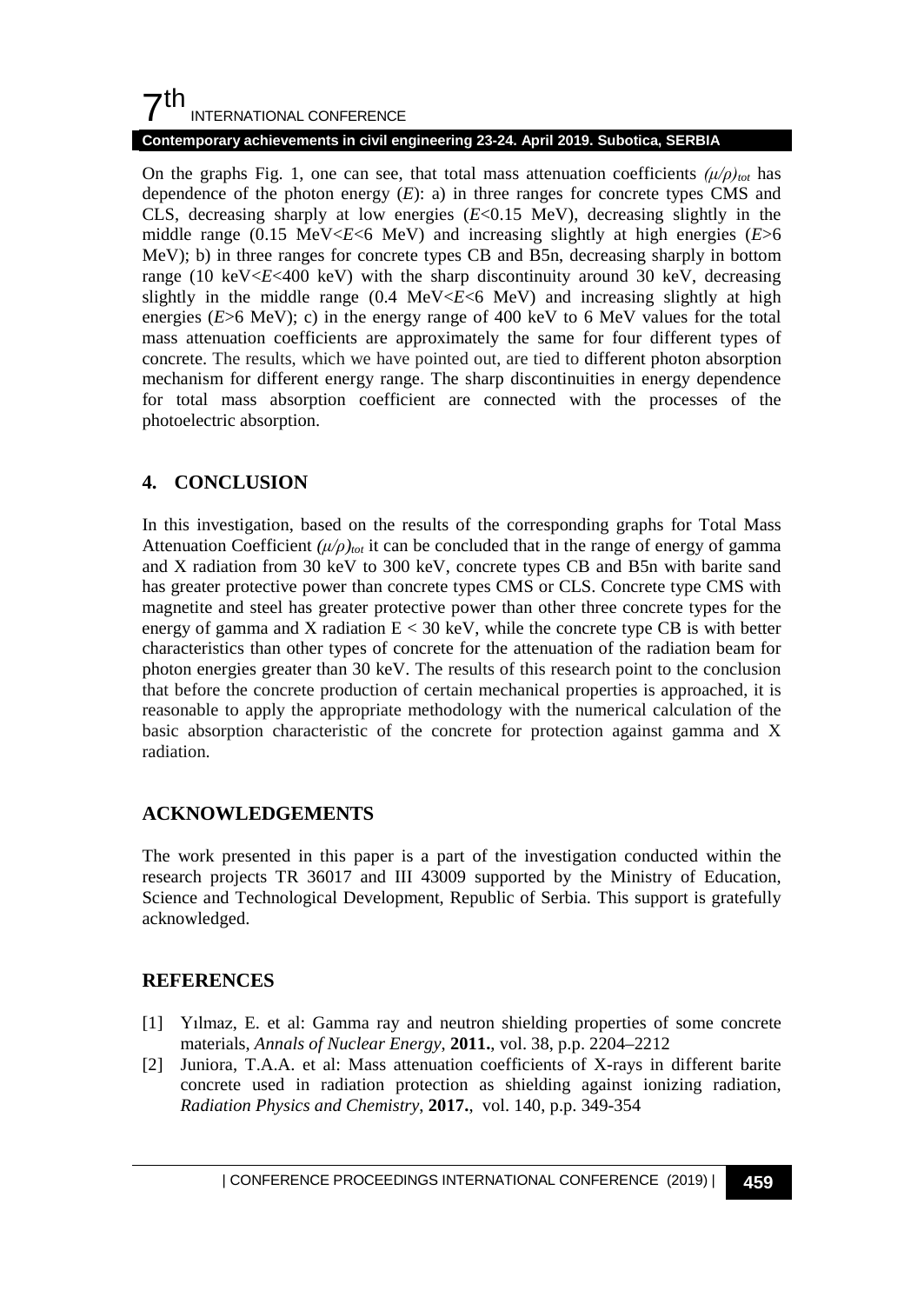On the graphs Fig. 1, one can see, that total mass attenuation coefficients $(\mu/\rho)_{tot}$ has dependence of the photon energy ($E$): a) in three ranges for concrete types CMS and CLS, decreasing sharply at low energies ($E$<0.15 MeV), decreasing slightly in the middle range (0.15 MeV<$E$<6 MeV) and increasing slightly at high energies ($E$>6 MeV); b) in three ranges for concrete types CB and B5n, decreasing sharply in bottom range (10 keV<$E$<400 keV) with the sharp discontinuity around 30 keV, decreasing slightly in the middle range (0.4 MeV<$E$<6 MeV) and increasing slightly at high energies ($E$>6 MeV); c) in the energy range of 400 keV to 6 MeV values for the total mass attenuation coefficients are approximately the same for four different types of concrete. The results, which we have pointed out, are tied to different photon absorption mechanism for different energy range. The sharp discontinuities in energy dependence for total mass absorption coefficient are connected with the processes of the photoelectric absorption.

## 4. CONCLUSION

In this investigation, based on the results of the corresponding graphs for Total Mass Attenuation Coefficient $(\mu/\rho)_{tot}$ it can be concluded that in the range of energy of gamma and X radiation from 30 keV to 300 keV, concrete types CB and B5n with barite sand has greater protective power than concrete types CMS or CLS. Concrete type CMS with magnetite and steel has greater protective power than other three concrete types for the energy of gamma and X radiation $E < 30$ keV, while the concrete type CB is with better characteristics than other types of concrete for the attenuation of the radiation beam for photon energies greater than 30 keV. The results of this research point to the conclusion that before the concrete production of certain mechanical properties is approached, it is reasonable to apply the appropriate methodology with the numerical calculation of the basic absorption characteristic of the concrete for protection against gamma and X radiation.

## ACKNOWLEDGEMENTS

The work presented in this paper is a part of the investigation conducted within the research projects TR 36017 and III 43009 supported by the Ministry of Education, Science and Technological Development, Republic of Serbia. This support is gratefully acknowledged.

## REFERENCES

[1] Yılmaz, E. et al: Gamma ray and neutron shielding properties of some concrete materials, *Annals of Nuclear Energy*, **2011.**, vol. 38, p.p. 2204–2212

[2] Juniora, T.A.A. et al: Mass attenuation coefficients of X-rays in different barite concrete used in radiation protection as shielding against ionizing radiation, *Radiation Physics and Chemistry*, **2017.**, vol. 140, p.p. 349-354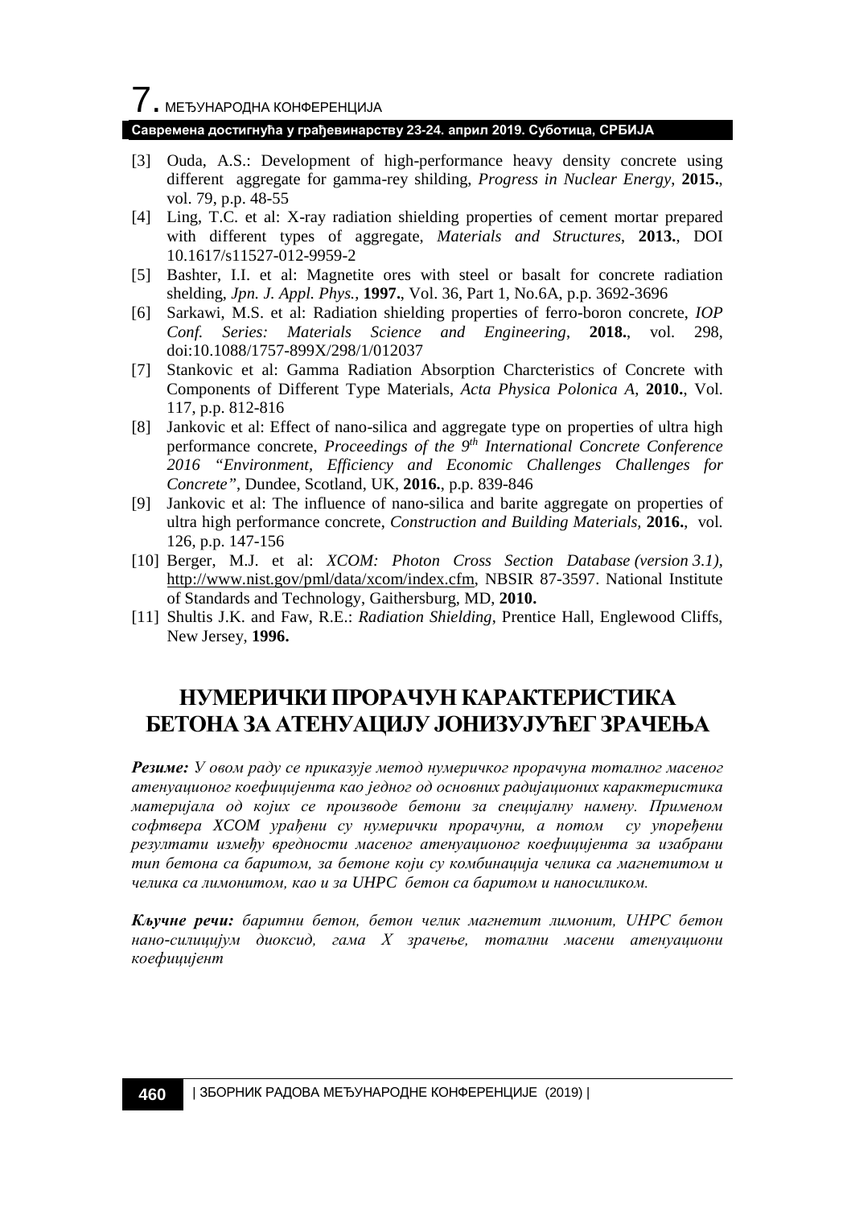[3] Ouda, A.S.: Development of high-performance heavy density concrete using different aggregate for gamma-rey shilding, *Progress in Nuclear Energy*, **2015.**, vol. 79, p.p. 48-55

[4] Ling, T.C. et al: X-ray radiation shielding properties of cement mortar prepared with different types of aggregate, *Materials and Structures*, **2013.**, DOI 10.1617/s11527-012-9959-2

[5] Bashter, I.I. et al: Magnetite ores with steel or basalt for concrete radiation shelding, *Jpn. J. Appl. Phys.*, **1997.**, Vol. 36, Part 1, No.6A, p.p. 3692-3696

[6] Sarkawi, M.S. et al: Radiation shielding properties of ferro-boron concrete, *IOP Conf. Series: Materials Science and Engineering*, **2018.**, vol. 298, doi:10.1088/1757-899X/298/1/012037

[7] Stankovic et al: Gamma Radiation Absorption Charcteristics of Concrete with Components of Different Type Materials, *Acta Physica Polonica A*, **2010.**, Vol. 117, p.p. 812-816

[8] Jankovic et al: Effect of nano-silica and aggregate type on properties of ultra high performance concrete, *Proceedings of the 9th International Concrete Conference 2016 "Environment, Efficiency and Economic Challenges Challenges for Concrete"*, Dundee, Scotland, UK, **2016.**, p.p. 839-846

[9] Jankovic et al: The influence of nano-silica and barite aggregate on properties of ultra high performance concrete, *Construction and Building Materials*, **2016.**, vol. 126, p.p. 147-156

[10] Berger, M.J. et al: *XCOM: Photon Cross Section Database (version 3.1)*, http://www.nist.gov/pml/data/xcom/index.cfm, NBSIR 87-3597. National Institute of Standards and Technology, Gaithersburg, MD, **2010.**

[11] Shultis J.K. and Faw, R.E.: *Radiation Shielding*, Prentice Hall, Englewood Cliffs, New Jersey, **1996.**

# НУМЕРИЧКИ ПРОРАЧУН КАРАКТЕРИСТИКА БЕТОНА ЗА АТЕНУАЦИЈУ ЈОНИЗУЈУЋЕГ ЗРАЧЕЊА

***Резиме:*** *У овом раду се приказује метод нумеричког прорачуна тоталног масеног атенуационог коефицијента као једног од основних радијационих карактеристика материјала од којих се производе бетони за специјалну намену. Применом софтвера XCOM урађени су нумерички прорачуни, а потом су упоређени резултати између вредности масеног атенуационог коефицијента за изабрани тип бетона са баритом, за бетоне који су комбинација челика са магнетитом и челика са лимонитом, као и за UHPC бетон са баритом и наносиликом.*

***Кључне речи:*** *баритни бетон, бетон челик магнетит лимонит, UHPC бетон нано-силицијум диоксид, гама X зрачење, тотални масени атенуациони коефицијент*